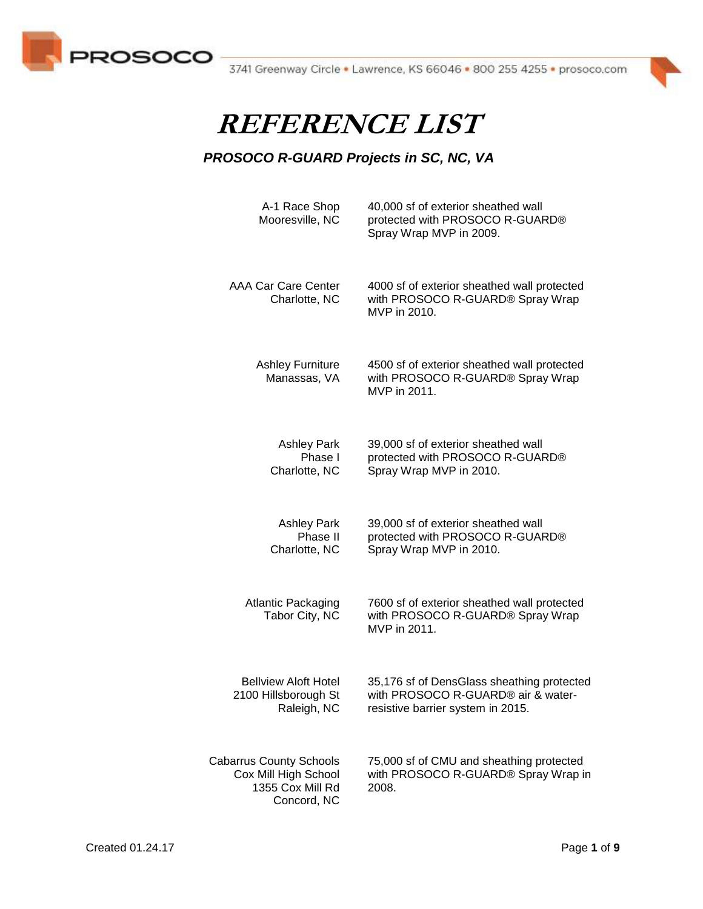# REFERENCE LIST

***PROSOCO R-GUARD Projects in SC, NC, VA***

| Project | Description |
|---|---|
| A-1 Race Shop<br>Mooresville, NC | 40,000 sf of exterior sheathed wall protected with PROSOCO R-GUARD® Spray Wrap MVP in 2009. |
| AAA Car Care Center<br>Charlotte, NC | 4000 sf of of exterior sheathed wall protected with PROSOCO R-GUARD® Spray Wrap MVP in 2010. |
| Ashley Furniture<br>Manassas, VA | 4500 sf of of exterior sheathed wall protected with PROSOCO R-GUARD® Spray Wrap MVP in 2011. |
| Ashley Park<br>Phase I<br>Charlotte, NC | 39,000 sf of of exterior sheathed wall protected with PROSOCO R-GUARD® Spray Wrap MVP in 2010. |
| Ashley Park<br>Phase II<br>Charlotte, NC | 39,000 sf of of exterior sheathed wall protected with PROSOCO R-GUARD® Spray Wrap MVP in 2010. |
| Atlantic Packaging<br>Tabor City, NC | 7600 sf of of exterior sheathed wall protected with PROSOCO R-GUARD® Spray Wrap MVP in 2011. |
| Bellview Aloft Hotel<br>2100 Hillsborough St<br>Raleigh, NC | 35,176 sf of DensGlass sheathing protected with PROSOCO R-GUARD® air & water-resistive barrier system in 2015. |
| Cabarrus County Schools<br>Cox Mill High School<br>1355 Cox Mill Rd<br>Concord, NC | 75,000 sf of CMU and sheathing protected with PROSOCO R-GUARD® Spray Wrap in 2008. |

Created 01.24.17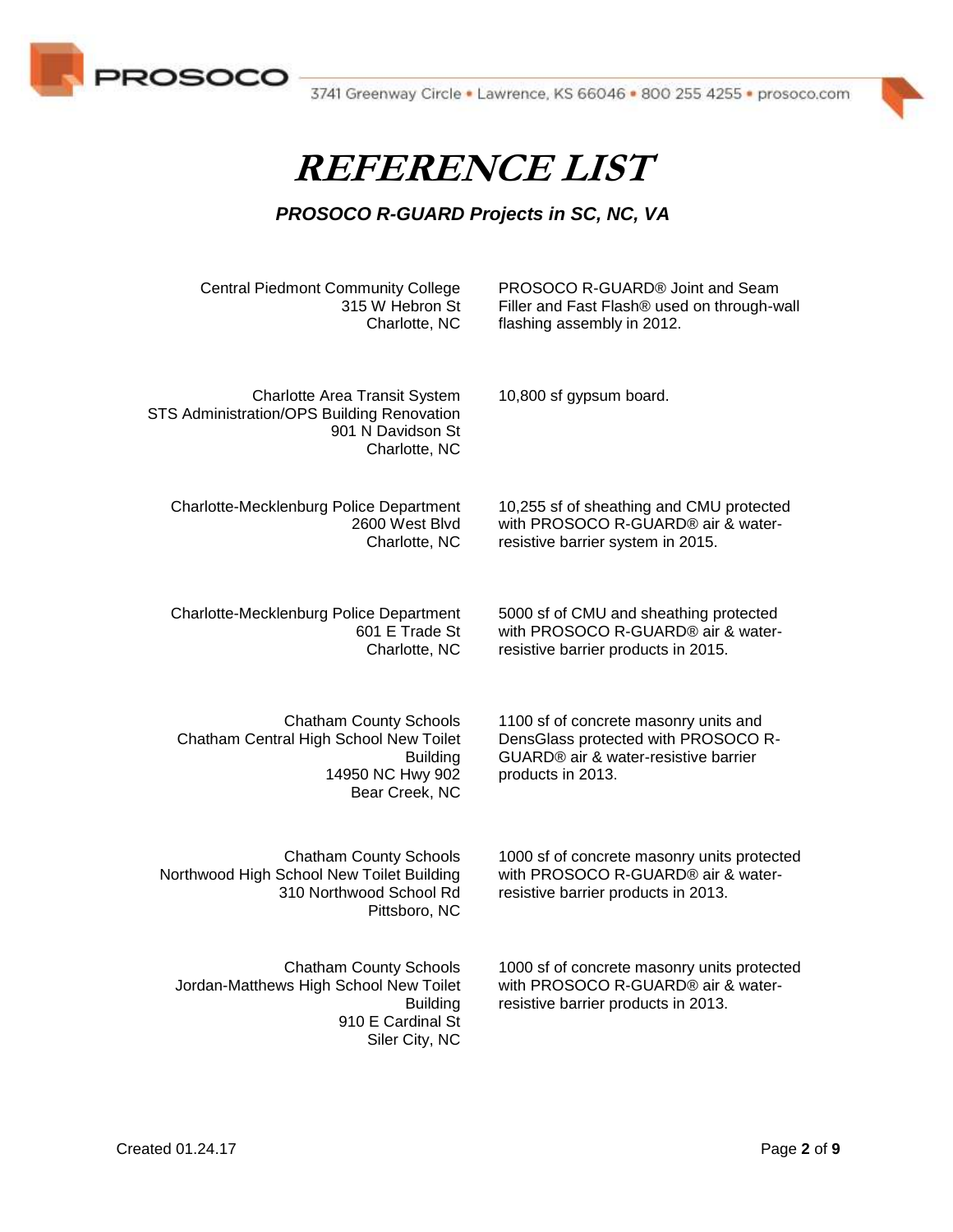# REFERENCE LIST

***PROSOCO R-GUARD Projects in SC, NC, VA***

| Project | Description |
|---|---|
| Central Piedmont Community College<br>315 W Hebron St<br>Charlotte, NC | PROSOCO R-GUARD® Joint and Seam Filler and Fast Flash® used on through-wall flashing assembly in 2012. |
| Charlotte Area Transit System<br>STS Administration/OPS Building Renovation<br>901 N Davidson St<br>Charlotte, NC | 10,800 sf gypsum board. |
| Charlotte-Mecklenburg Police Department<br>2600 West Blvd<br>Charlotte, NC | 10,255 sf of sheathing and CMU protected with PROSOCO R-GUARD® air & water-resistive barrier system in 2015. |
| Charlotte-Mecklenburg Police Department<br>601 E Trade St<br>Charlotte, NC | 5000 sf of CMU and sheathing protected with PROSOCO R-GUARD® air & water-resistive barrier products in 2015. |
| Chatham County Schools<br>Chatham Central High School New Toilet Building<br>14950 NC Hwy 902<br>Bear Creek, NC | 1100 sf of concrete masonry units and DensGlass protected with PROSOCO R-GUARD® air & water-resistive barrier products in 2013. |
| Chatham County Schools<br>Northwood High School New Toilet Building<br>310 Northwood School Rd<br>Pittsboro, NC | 1000 sf of concrete masonry units protected with PROSOCO R-GUARD® air & water-resistive barrier products in 2013. |
| Chatham County Schools<br>Jordan-Matthews High School New Toilet Building<br>910 E Cardinal St<br>Siler City, NC | 1000 sf of concrete masonry units protected with PROSOCO R-GUARD® air & water-resistive barrier products in 2013. |

Created 01.24.17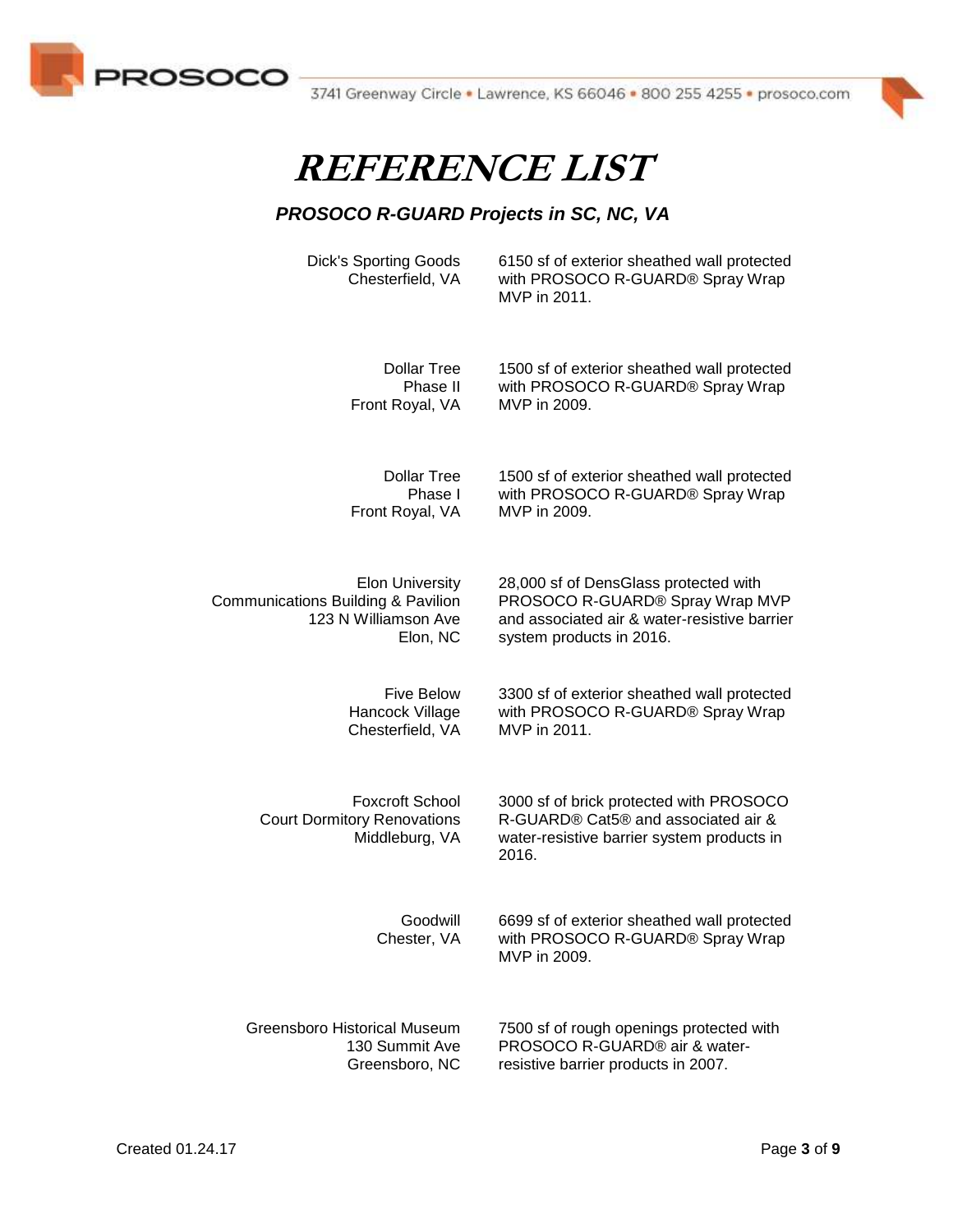# REFERENCE LIST

***PROSOCO R-GUARD Projects in SC, NC, VA***

| Project | Description |
| --- | --- |
| Dick's Sporting Goods<br>Chesterfield, VA | 6150 sf of exterior sheathed wall protected with PROSOCO R-GUARD® Spray Wrap MVP in 2011. |
| Dollar Tree<br>Phase II<br>Front Royal, VA | 1500 sf of exterior sheathed wall protected with PROSOCO R-GUARD® Spray Wrap MVP in 2009. |
| Dollar Tree<br>Phase I<br>Front Royal, VA | 1500 sf of exterior sheathed wall protected with PROSOCO R-GUARD® Spray Wrap MVP in 2009. |
| Elon University<br>Communications Building & Pavilion<br>123 N Williamson Ave<br>Elon, NC | 28,000 sf of DensGlass protected with PROSOCO R-GUARD® Spray Wrap MVP and associated air & water-resistive barrier system products in 2016. |
| Five Below<br>Hancock Village<br>Chesterfield, VA | 3300 sf of exterior sheathed wall protected with PROSOCO R-GUARD® Spray Wrap MVP in 2011. |
| Foxcroft School<br>Court Dormitory Renovations<br>Middleburg, VA | 3000 sf of brick protected with PROSOCO R-GUARD® Cat5® and associated air & water-resistive barrier system products in 2016. |
| Goodwill<br>Chester, VA | 6699 sf of exterior sheathed wall protected with PROSOCO R-GUARD® Spray Wrap MVP in 2009. |
| Greensboro Historical Museum<br>130 Summit Ave<br>Greensboro, NC | 7500 sf of rough openings protected with PROSOCO R-GUARD® air & water-resistive barrier products in 2007. |

Created 01.24.17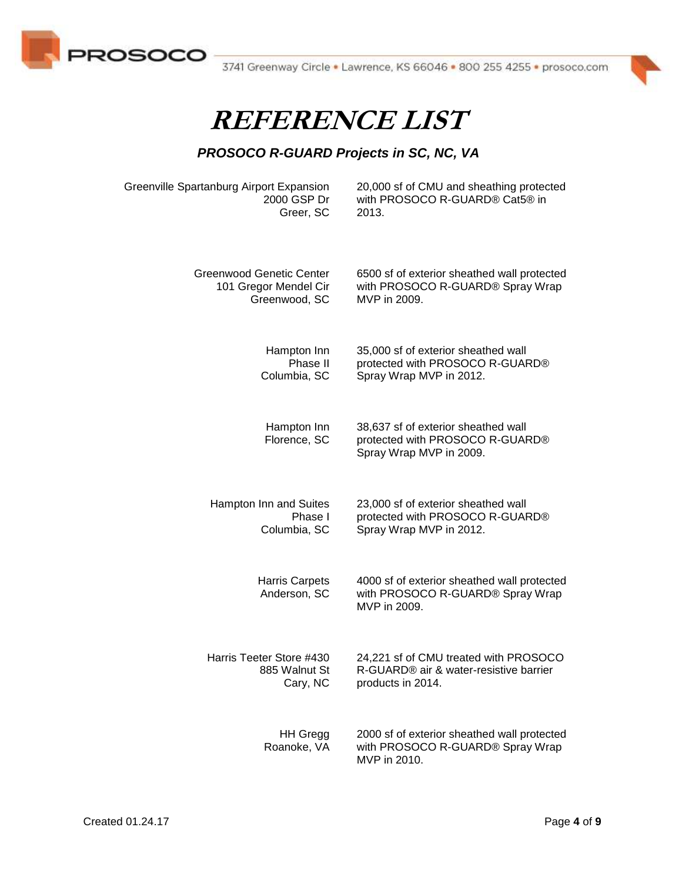# REFERENCE LIST

***PROSOCO R-GUARD Projects in SC, NC, VA***

| Project | Description |
|---|---|
| Greenville Spartanburg Airport Expansion<br>2000 GSP Dr<br>Greer, SC | 20,000 sf of CMU and sheathing protected with PROSOCO R-GUARD® Cat5® in 2013. |
| Greenwood Genetic Center<br>101 Gregor Mendel Cir<br>Greenwood, SC | 6500 sf of exterior sheathed wall protected with PROSOCO R-GUARD® Spray Wrap MVP in 2009. |
| Hampton Inn<br>Phase II<br>Columbia, SC | 35,000 sf of exterior sheathed wall protected with PROSOCO R-GUARD® Spray Wrap MVP in 2012. |
| Hampton Inn<br>Florence, SC | 38,637 sf of exterior sheathed wall protected with PROSOCO R-GUARD® Spray Wrap MVP in 2009. |
| Hampton Inn and Suites<br>Phase I<br>Columbia, SC | 23,000 sf of exterior sheathed wall protected with PROSOCO R-GUARD® Spray Wrap MVP in 2012. |
| Harris Carpets<br>Anderson, SC | 4000 sf of exterior sheathed wall protected with PROSOCO R-GUARD® Spray Wrap MVP in 2009. |
| Harris Teeter Store #430<br>885 Walnut St<br>Cary, NC | 24,221 sf of CMU treated with PROSOCO R-GUARD® air & water-resistive barrier products in 2014. |
| HH Gregg<br>Roanoke, VA | 2000 sf of exterior sheathed wall protected with PROSOCO R-GUARD® Spray Wrap MVP in 2010. |

Created 01.24.17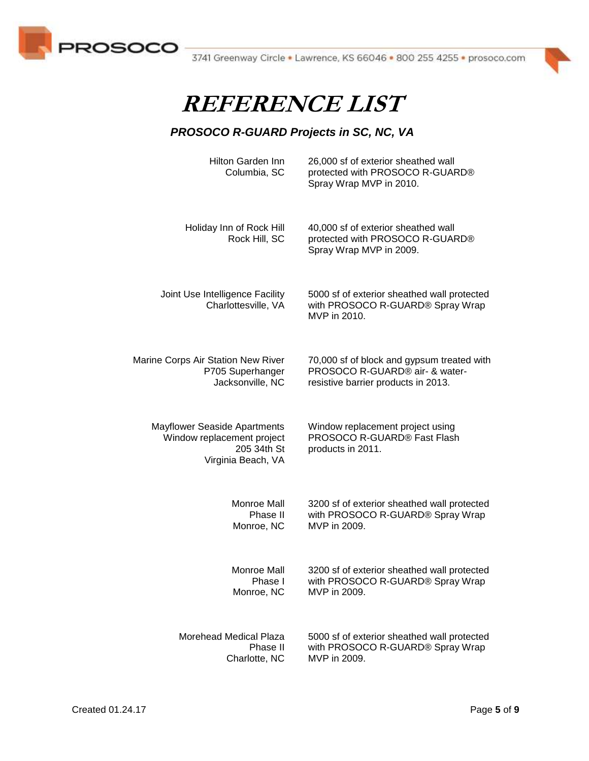# REFERENCE LIST

### *PROSOCO R-GUARD Projects in SC, NC, VA*

| Project | Description |
| --- | --- |
| Hilton Garden Inn<br>Columbia, SC | 26,000 sf of exterior sheathed wall protected with PROSOCO R-GUARD® Spray Wrap MVP in 2010. |
| Holiday Inn of Rock Hill<br>Rock Hill, SC | 40,000 sf of exterior sheathed wall protected with PROSOCO R-GUARD® Spray Wrap MVP in 2009. |
| Joint Use Intelligence Facility<br>Charlottesville, VA | 5000 sf of exterior sheathed wall protected with PROSOCO R-GUARD® Spray Wrap MVP in 2010. |
| Marine Corps Air Station New River<br>P705 Superhanger<br>Jacksonville, NC | 70,000 sf of block and gypsum treated with PROSOCO R-GUARD® air- & water-resistive barrier products in 2013. |
| Mayflower Seaside Apartments<br>Window replacement project<br>205 34th St<br>Virginia Beach, VA | Window replacement project using PROSOCO R-GUARD® Fast Flash products in 2011. |
| Monroe Mall<br>Phase II<br>Monroe, NC | 3200 sf of exterior sheathed wall protected with PROSOCO R-GUARD® Spray Wrap MVP in 2009. |
| Monroe Mall<br>Phase I<br>Monroe, NC | 3200 sf of exterior sheathed wall protected with PROSOCO R-GUARD® Spray Wrap MVP in 2009. |
| Morehead Medical Plaza<br>Phase II<br>Charlotte, NC | 5000 sf of exterior sheathed wall protected with PROSOCO R-GUARD® Spray Wrap MVP in 2009. |

Created 01.24.17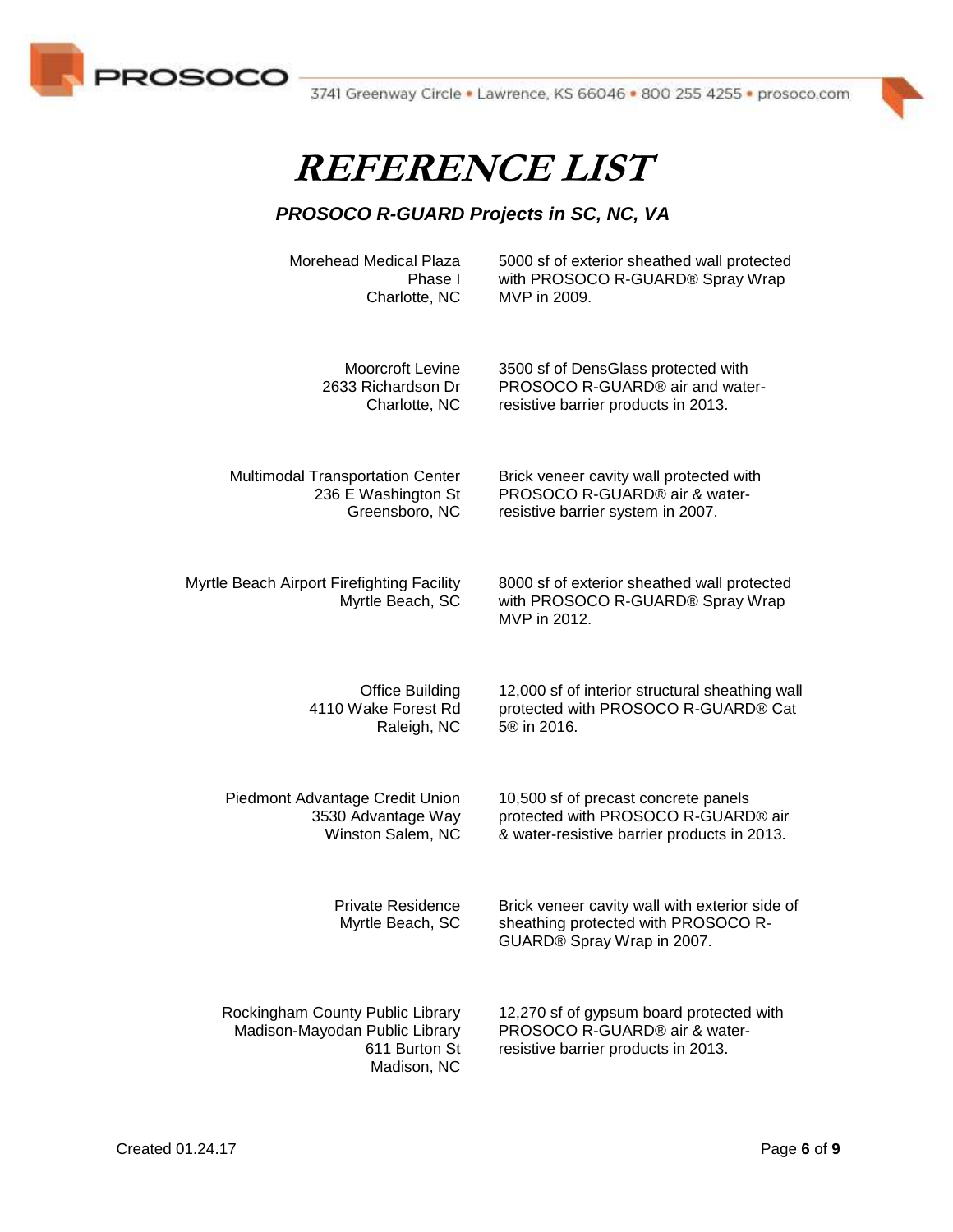# REFERENCE LIST

### *PROSOCO R-GUARD Projects in SC, NC, VA*

| Project | Description |
|---|---|
| Morehead Medical Plaza Phase I Charlotte, NC | 5000 sf of exterior sheathed wall protected with PROSOCO R-GUARD® Spray Wrap MVP in 2009. |
| Moorcroft Levine 2633 Richardson Dr Charlotte, NC | 3500 sf of DensGlass protected with PROSOCO R-GUARD® air and water-resistive barrier products in 2013. |
| Multimodal Transportation Center 236 E Washington St Greensboro, NC | Brick veneer cavity wall protected with PROSOCO R-GUARD® air & water-resistive barrier system in 2007. |
| Myrtle Beach Airport Firefighting Facility Myrtle Beach, SC | 8000 sf of exterior sheathed wall protected with PROSOCO R-GUARD® Spray Wrap MVP in 2012. |
| Office Building 4110 Wake Forest Rd Raleigh, NC | 12,000 sf of interior structural sheathing wall protected with PROSOCO R-GUARD® Cat 5® in 2016. |
| Piedmont Advantage Credit Union 3530 Advantage Way Winston Salem, NC | 10,500 sf of precast concrete panels protected with PROSOCO R-GUARD® air & water-resistive barrier products in 2013. |
| Private Residence Myrtle Beach, SC | Brick veneer cavity wall with exterior side of sheathing protected with PROSOCO R-GUARD® Spray Wrap in 2007. |
| Rockingham County Public Library Madison-Mayodan Public Library 611 Burton St Madison, NC | 12,270 sf of gypsum board protected with PROSOCO R-GUARD® air & water-resistive barrier products in 2013. |

Created 01.24.17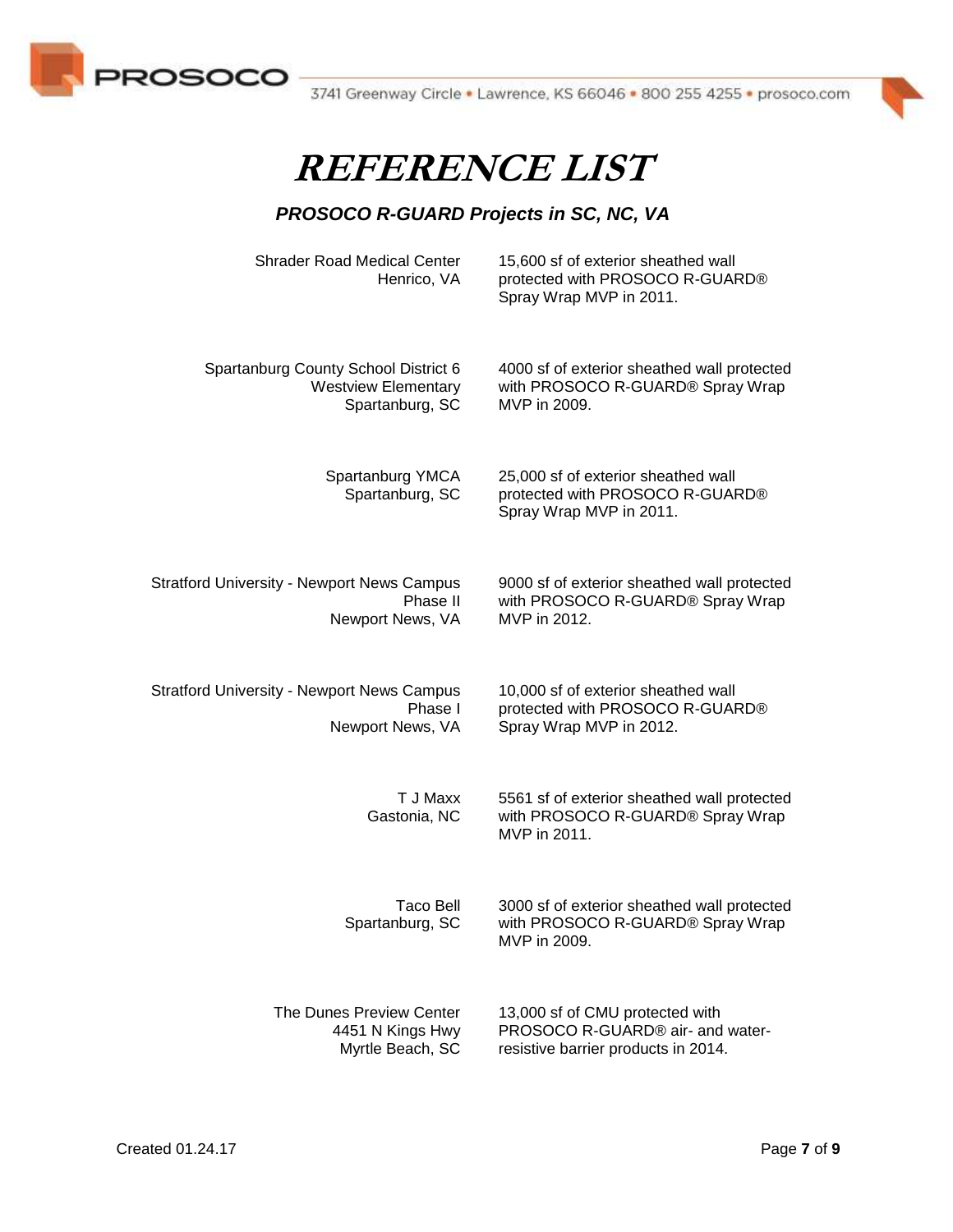# *REFERENCE LIST*

### *PROSOCO R-GUARD Projects in SC, NC, VA*

| Project | Description |
|---|---|
| Shrader Road Medical Center<br>Henrico, VA | 15,600 sf of exterior sheathed wall protected with PROSOCO R-GUARD® Spray Wrap MVP in 2011. |
| Spartanburg County School District 6<br>Westview Elementary<br>Spartanburg, SC | 4000 sf of exterior sheathed wall protected with PROSOCO R-GUARD® Spray Wrap MVP in 2009. |
| Spartanburg YMCA<br>Spartanburg, SC | 25,000 sf of exterior sheathed wall protected with PROSOCO R-GUARD® Spray Wrap MVP in 2011. |
| Stratford University - Newport News Campus<br>Phase II<br>Newport News, VA | 9000 sf of exterior sheathed wall protected with PROSOCO R-GUARD® Spray Wrap MVP in 2012. |
| Stratford University - Newport News Campus<br>Phase I<br>Newport News, VA | 10,000 sf of exterior sheathed wall protected with PROSOCO R-GUARD® Spray Wrap MVP in 2012. |
| T J Maxx<br>Gastonia, NC | 5561 sf of exterior sheathed wall protected with PROSOCO R-GUARD® Spray Wrap MVP in 2011. |
| Taco Bell<br>Spartanburg, SC | 3000 sf of exterior sheathed wall protected with PROSOCO R-GUARD® Spray Wrap MVP in 2009. |
| The Dunes Preview Center<br>4451 N Kings Hwy<br>Myrtle Beach, SC | 13,000 sf of CMU protected with PROSOCO R-GUARD® air- and water-resistive barrier products in 2014. |

Created 01.24.17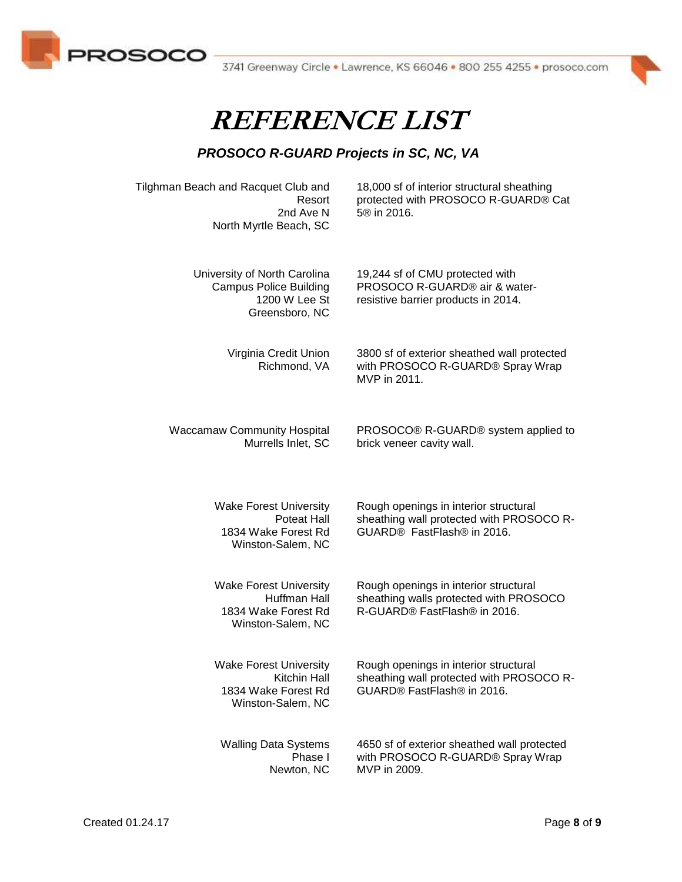# REFERENCE LIST

### *PROSOCO R-GUARD Projects in SC, NC, VA*

| Project | Description |
|---|---|
| Tilghman Beach and Racquet Club and Resort<br>2nd Ave N<br>North Myrtle Beach, SC | 18,000 sf of interior structural sheathing protected with PROSOCO R-GUARD® Cat 5® in 2016. |
| University of North Carolina<br>Campus Police Building<br>1200 W Lee St<br>Greensboro, NC | 19,244 sf of CMU protected with PROSOCO R-GUARD® air & water-resistive barrier products in 2014. |
| Virginia Credit Union<br>Richmond, VA | 3800 sf of exterior sheathed wall protected with PROSOCO R-GUARD® Spray Wrap MVP in 2011. |
| Waccamaw Community Hospital<br>Murrells Inlet, SC | PROSOCO® R-GUARD® system applied to brick veneer cavity wall. |
| Wake Forest University<br>Poteat Hall<br>1834 Wake Forest Rd<br>Winston-Salem, NC | Rough openings in interior structural sheathing wall protected with PROSOCO R-GUARD® FastFlash® in 2016. |
| Wake Forest University<br>Huffman Hall<br>1834 Wake Forest Rd<br>Winston-Salem, NC | Rough openings in interior structural sheathing walls protected with PROSOCO R-GUARD® FastFlash® in 2016. |
| Wake Forest University<br>Kitchin Hall<br>1834 Wake Forest Rd<br>Winston-Salem, NC | Rough openings in interior structural sheathing wall protected with PROSOCO R-GUARD® FastFlash® in 2016. |
| Walling Data Systems<br>Phase I<br>Newton, NC | 4650 sf of exterior sheathed wall protected with PROSOCO R-GUARD® Spray Wrap MVP in 2009. |

Created 01.24.17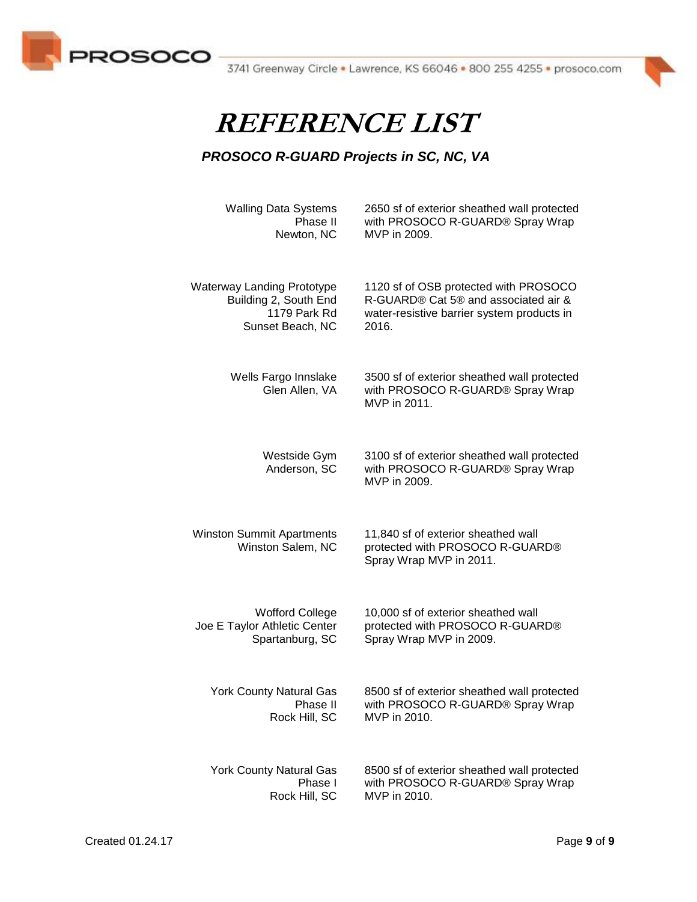# REFERENCE LIST

***PROSOCO R-GUARD Projects in SC, NC, VA***

| | |
|---|---|
| Walling Data Systems<br>Phase II<br>Newton, NC | 2650 sf of of exterior sheathed wall protected with PROSOCO R-GUARD® Spray Wrap MVP in 2009. |
| Waterway Landing Prototype<br>Building 2, South End<br>1179 Park Rd<br>Sunset Beach, NC | 1120 sf of OSB protected with PROSOCO R-GUARD® Cat 5® and associated air & water-resistive barrier system products in 2016. |
| Wells Fargo Innslake<br>Glen Allen, VA | 3500 sf of exterior sheathed wall protected with PROSOCO R-GUARD® Spray Wrap MVP in 2011. |
| Westside Gym<br>Anderson, SC | 3100 sf of exterior sheathed wall protected with PROSOCO R-GUARD® Spray Wrap MVP in 2009. |
| Winston Summit Apartments<br>Winston Salem, NC | 11,840 sf of exterior sheathed wall protected with PROSOCO R-GUARD® Spray Wrap MVP in 2011. |
| Wofford College<br>Joe E Taylor Athletic Center<br>Spartanburg, SC | 10,000 sf of exterior sheathed wall protected with PROSOCO R-GUARD® Spray Wrap MVP in 2009. |
| York County Natural Gas<br>Phase II<br>Rock Hill, SC | 8500 sf of exterior sheathed wall protected with PROSOCO R-GUARD® Spray Wrap MVP in 2010. |
| York County Natural Gas<br>Phase I<br>Rock Hill, SC | 8500 sf of exterior sheathed wall protected with PROSOCO R-GUARD® Spray Wrap MVP in 2010. |

Created 01.24.17